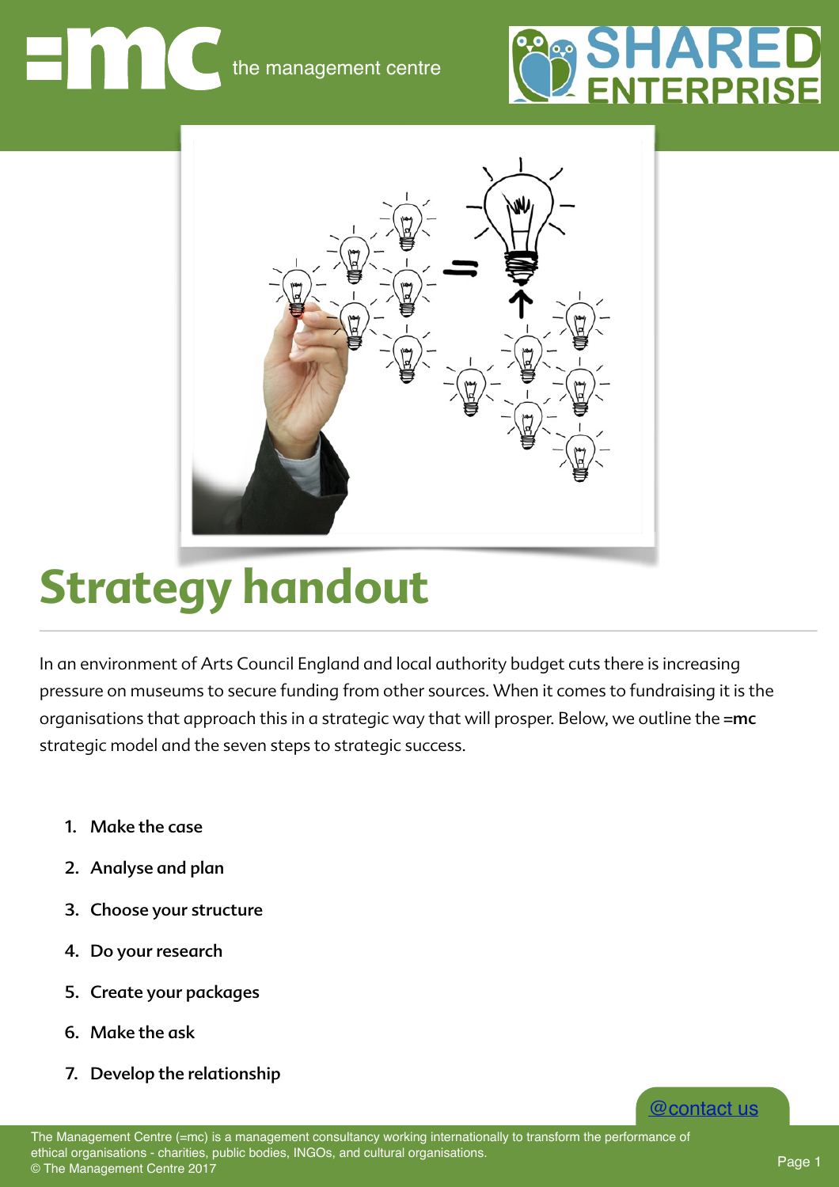=mc the management centre

SHARED ENTERPRISE

# Strategy handout

In an environment of Arts Council England and local authority budget cuts there is increasing pressure on museums to secure funding from other sources. When it comes to fundraising it is the organisations that approach this in a strategic way that will prosper. Below, we outline the **=mc** strategic model and the seven steps to strategic success.

1. **Make the case**
2. **Analyse and plan**
3. **Choose your structure**
4. **Do your research**
5. **Create your packages**
6. **Make the ask**
7. **Develop the relationship**

@contact us

The Management Centre (=mc) is a management consultancy working internationally to transform the performance of ethical organisations - charities, public bodies, INGOs, and cultural organisations.
© The Management Centre 2017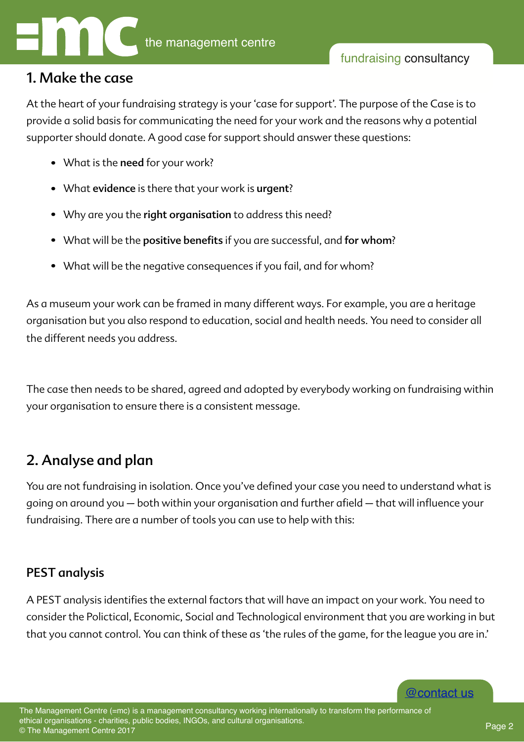## 1. Make the case

At the heart of your fundraising strategy is your 'case for support'. The purpose of the Case is to provide a solid basis for communicating the need for your work and the reasons why a potential supporter should donate. A good case for support should answer these questions:

- What is the **need** for your work?
- What **evidence** is there that your work is **urgent**?
- Why are you the **right organisation** to address this need?
- What will be the **positive benefits** if you are successful, and **for whom**?
- What will be the negative consequences if you fail, and for whom?

As a museum your work can be framed in many different ways. For example, you are a heritage organisation but you also respond to education, social and health needs. You need to consider all the different needs you address.

The case then needs to be shared, agreed and adopted by everybody working on fundraising within your organisation to ensure there is a consistent message.

## 2. Analyse and plan

You are not fundraising in isolation. Once you've defined your case you need to understand what is going on around you — both within your organisation and further afield — that will influence your fundraising. There are a number of tools you can use to help with this:

### PEST analysis

A PEST analysis identifies the external factors that will have an impact on your work. You need to consider the Polictical, Economic, Social and Technological environment that you are working in but that you cannot control. You can think of these as 'the rules of the game, for the league you are in.'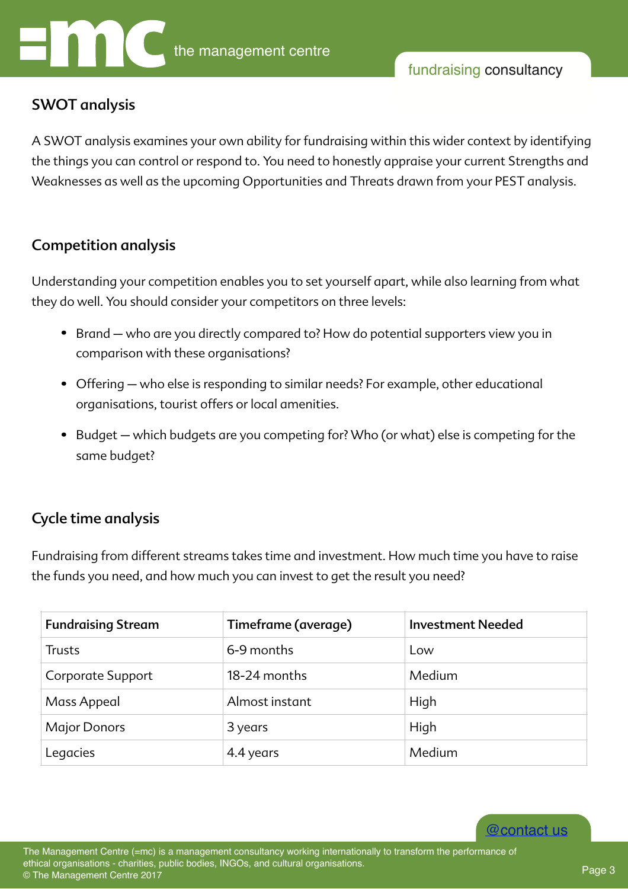## SWOT analysis

A SWOT analysis examines your own ability for fundraising within this wider context by identifying the things you can control or respond to. You need to honestly appraise your current Strengths and Weaknesses as well as the upcoming Opportunities and Threats drawn from your PEST analysis.

## Competition analysis

Understanding your competition enables you to set yourself apart, while also learning from what they do well. You should consider your competitors on three levels:

- Brand — who are you directly compared to? How do potential supporters view you in comparison with these organisations?
- Offering — who else is responding to similar needs? For example, other educational organisations, tourist offers or local amenities.
- Budget — which budgets are you competing for? Who (or what) else is competing for the same budget?

## Cycle time analysis

Fundraising from different streams takes time and investment. How much time you have to raise the funds you need, and how much you can invest to get the result you need?

| Fundraising Stream | Timeframe (average) | Investment Needed |
| --- | --- | --- |
| Trusts | 6-9 months | Low |
| Corporate Support | 18-24 months | Medium |
| Mass Appeal | Almost instant | High |
| Major Donors | 3 years | High |
| Legacies | 4.4 years | Medium |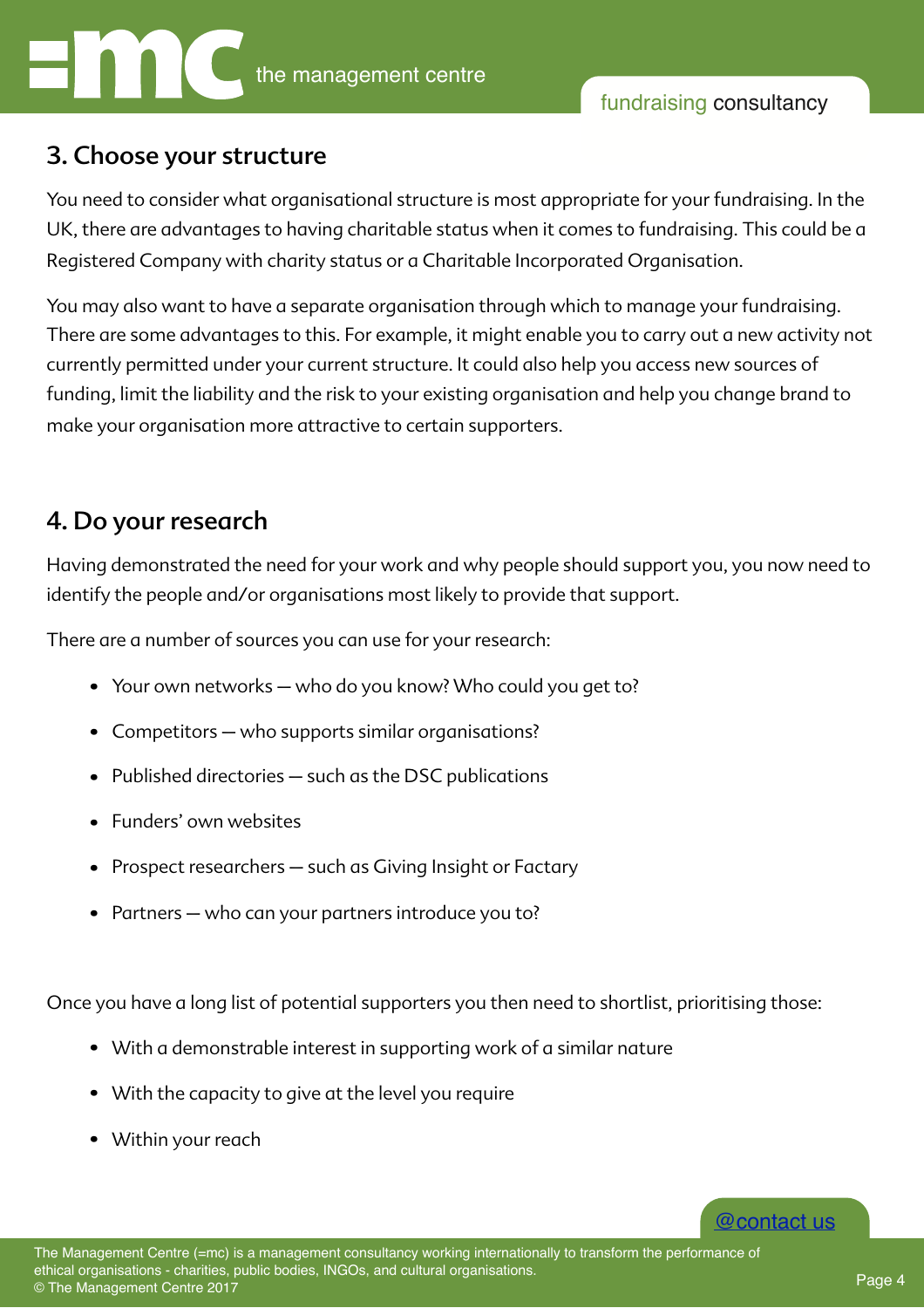## 3. Choose your structure

You need to consider what organisational structure is most appropriate for your fundraising. In the UK, there are advantages to having charitable status when it comes to fundraising. This could be a Registered Company with charity status or a Charitable Incorporated Organisation.

You may also want to have a separate organisation through which to manage your fundraising. There are some advantages to this. For example, it might enable you to carry out a new activity not currently permitted under your current structure. It could also help you access new sources of funding, limit the liability and the risk to your existing organisation and help you change brand to make your organisation more attractive to certain supporters.

## 4. Do your research

Having demonstrated the need for your work and why people should support you, you now need to identify the people and/or organisations most likely to provide that support.

There are a number of sources you can use for your research:

- Your own networks — who do you know? Who could you get to?
- Competitors — who supports similar organisations?
- Published directories — such as the DSC publications
- Funders' own websites
- Prospect researchers — such as Giving Insight or Factary
- Partners — who can your partners introduce you to?

Once you have a long list of potential supporters you then need to shortlist, prioritising those:

- With a demonstrable interest in supporting work of a similar nature
- With the capacity to give at the level you require
- Within your reach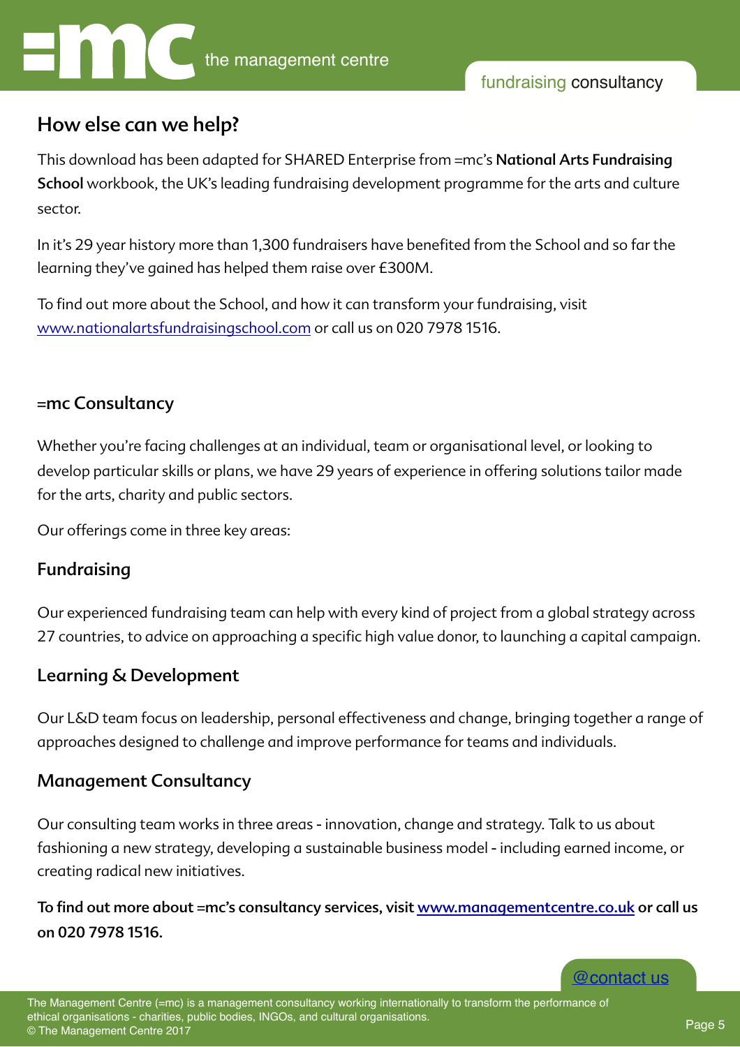## How else can we help?

This download has been adapted for SHARED Enterprise from =mc's **National Arts Fundraising School** workbook, the UK's leading fundraising development programme for the arts and culture sector.

In it's 29 year history more than 1,300 fundraisers have benefited from the School and so far the learning they've gained has helped them raise over £300M.

To find out more about the School, and how it can transform your fundraising, visit www.nationalartsfundraisingschool.com or call us on 020 7978 1516.

### =mc Consultancy

Whether you're facing challenges at an individual, team or organisational level, or looking to develop particular skills or plans, we have 29 years of experience in offering solutions tailor made for the arts, charity and public sectors.

Our offerings come in three key areas:

### Fundraising

Our experienced fundraising team can help with every kind of project from a global strategy across 27 countries, to advice on approaching a specific high value donor, to launching a capital campaign.

### Learning & Development

Our L&D team focus on leadership, personal effectiveness and change, bringing together a range of approaches designed to challenge and improve performance for teams and individuals.

### Management Consultancy

Our consulting team works in three areas - innovation, change and strategy. Talk to us about fashioning a new strategy, developing a sustainable business model - including earned income, or creating radical new initiatives.

**To find out more about =mc's consultancy services, visit www.managementcentre.co.uk or call us on 020 7978 1516.**

@contact us

The Management Centre (=mc) is a management consultancy working internationally to transform the performance of ethical organisations - charities, public bodies, INGOs, and cultural organisations.
© The Management Centre 2017